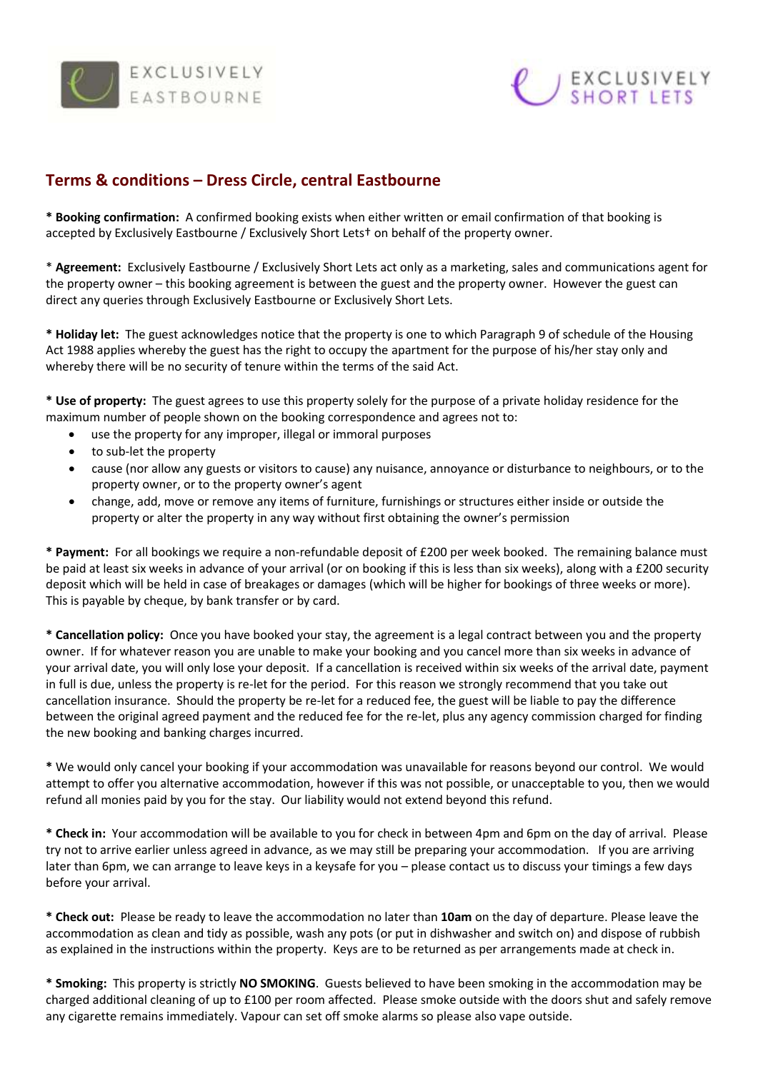## Terms & conditions – Dress Circle, central Eastbourne

* **Booking confirmation:** A confirmed booking exists when either written or email confirmation of that booking is accepted by Exclusively Eastbourne / Exclusively Short Lets† on behalf of the property owner.

* **Agreement:** Exclusively Eastbourne / Exclusively Short Lets act only as a marketing, sales and communications agent for the property owner – this booking agreement is between the guest and the property owner. However the guest can direct any queries through Exclusively Eastbourne or Exclusively Short Lets.

* **Holiday let:** The guest acknowledges notice that the property is one to which Paragraph 9 of schedule of the Housing Act 1988 applies whereby the guest has the right to occupy the apartment for the purpose of his/her stay only and whereby there will be no security of tenure within the terms of the said Act.

* **Use of property:** The guest agrees to use this property solely for the purpose of a private holiday residence for the maximum number of people shown on the booking correspondence and agrees not to:
  - use the property for any improper, illegal or immoral purposes
  - to sub-let the property
  - cause (nor allow any guests or visitors to cause) any nuisance, annoyance or disturbance to neighbours, or to the property owner, or to the property owner's agent
  - change, add, move or remove any items of furniture, furnishings or structures either inside or outside the property or alter the property in any way without first obtaining the owner's permission

* **Payment:** For all bookings we require a non-refundable deposit of £200 per week booked. The remaining balance must be paid at least six weeks in advance of your arrival (or on booking if this is less than six weeks), along with a £200 security deposit which will be held in case of breakages or damages (which will be higher for bookings of three weeks or more). This is payable by cheque, by bank transfer or by card.

* **Cancellation policy:** Once you have booked your stay, the agreement is a legal contract between you and the property owner. If for whatever reason you are unable to make your booking and you cancel more than six weeks in advance of your arrival date, you will only lose your deposit. If a cancellation is received within six weeks of the arrival date, payment in full is due, unless the property is re-let for the period. For this reason we strongly recommend that you take out cancellation insurance. Should the property be re-let for a reduced fee, the guest will be liable to pay the difference between the original agreed payment and the reduced fee for the re-let, plus any agency commission charged for finding the new booking and banking charges incurred.

* We would only cancel your booking if your accommodation was unavailable for reasons beyond our control. We would attempt to offer you alternative accommodation, however if this was not possible, or unacceptable to you, then we would refund all monies paid by you for the stay. Our liability would not extend beyond this refund.

* **Check in:** Your accommodation will be available to you for check in between 4pm and 6pm on the day of arrival. Please try not to arrive earlier unless agreed in advance, as we may still be preparing your accommodation. If you are arriving later than 6pm, we can arrange to leave keys in a keysafe for you – please contact us to discuss your timings a few days before your arrival.

* **Check out:** Please be ready to leave the accommodation no later than **10am** on the day of departure. Please leave the accommodation as clean and tidy as possible, wash any pots (or put in dishwasher and switch on) and dispose of rubbish as explained in the instructions within the property. Keys are to be returned as per arrangements made at check in.

* **Smoking:** This property is strictly **NO SMOKING**. Guests believed to have been smoking in the accommodation may be charged additional cleaning of up to £100 per room affected. Please smoke outside with the doors shut and safely remove any cigarette remains immediately. Vapour can set off smoke alarms so please also vape outside.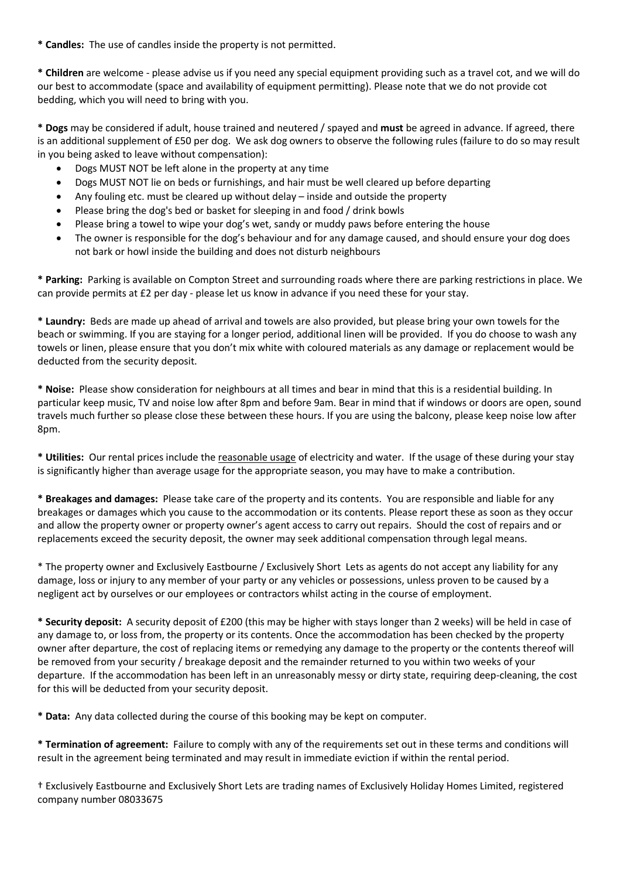**\* Candles:** The use of candles inside the property is not permitted.

**\* Children** are welcome - please advise us if you need any special equipment providing such as a travel cot, and we will do our best to accommodate (space and availability of equipment permitting). Please note that we do not provide cot bedding, which you will need to bring with you.

**\* Dogs** may be considered if adult, house trained and neutered / spayed and **must** be agreed in advance. If agreed, there is an additional supplement of £50 per dog. We ask dog owners to observe the following rules (failure to do so may result in you being asked to leave without compensation):

- Dogs MUST NOT be left alone in the property at any time
- Dogs MUST NOT lie on beds or furnishings, and hair must be well cleared up before departing
- Any fouling etc. must be cleared up without delay – inside and outside the property
- Please bring the dog's bed or basket for sleeping in and food / drink bowls
- Please bring a towel to wipe your dog's wet, sandy or muddy paws before entering the house
- The owner is responsible for the dog's behaviour and for any damage caused, and should ensure your dog does not bark or howl inside the building and does not disturb neighbours

**\* Parking:** Parking is available on Compton Street and surrounding roads where there are parking restrictions in place. We can provide permits at £2 per day - please let us know in advance if you need these for your stay.

**\* Laundry:** Beds are made up ahead of arrival and towels are also provided, but please bring your own towels for the beach or swimming. If you are staying for a longer period, additional linen will be provided. If you do choose to wash any towels or linen, please ensure that you don't mix white with coloured materials as any damage or replacement would be deducted from the security deposit.

**\* Noise:** Please show consideration for neighbours at all times and bear in mind that this is a residential building. In particular keep music, TV and noise low after 8pm and before 9am. Bear in mind that if windows or doors are open, sound travels much further so please close these between these hours. If you are using the balcony, please keep noise low after 8pm.

**\* Utilities:** Our rental prices include the reasonable usage of electricity and water. If the usage of these during your stay is significantly higher than average usage for the appropriate season, you may have to make a contribution.

**\* Breakages and damages:** Please take care of the property and its contents. You are responsible and liable for any breakages or damages which you cause to the accommodation or its contents. Please report these as soon as they occur and allow the property owner or property owner's agent access to carry out repairs. Should the cost of repairs and or replacements exceed the security deposit, the owner may seek additional compensation through legal means.

\* The property owner and Exclusively Eastbourne / Exclusively Short Lets as agents do not accept any liability for any damage, loss or injury to any member of your party or any vehicles or possessions, unless proven to be caused by a negligent act by ourselves or our employees or contractors whilst acting in the course of employment.

**\* Security deposit:** A security deposit of £200 (this may be higher with stays longer than 2 weeks) will be held in case of any damage to, or loss from, the property or its contents. Once the accommodation has been checked by the property owner after departure, the cost of replacing items or remedying any damage to the property or the contents thereof will be removed from your security / breakage deposit and the remainder returned to you within two weeks of your departure. If the accommodation has been left in an unreasonably messy or dirty state, requiring deep-cleaning, the cost for this will be deducted from your security deposit.

**\* Data:** Any data collected during the course of this booking may be kept on computer.

**\* Termination of agreement:** Failure to comply with any of the requirements set out in these terms and conditions will result in the agreement being terminated and may result in immediate eviction if within the rental period.

† Exclusively Eastbourne and Exclusively Short Lets are trading names of Exclusively Holiday Homes Limited, registered company number 08033675